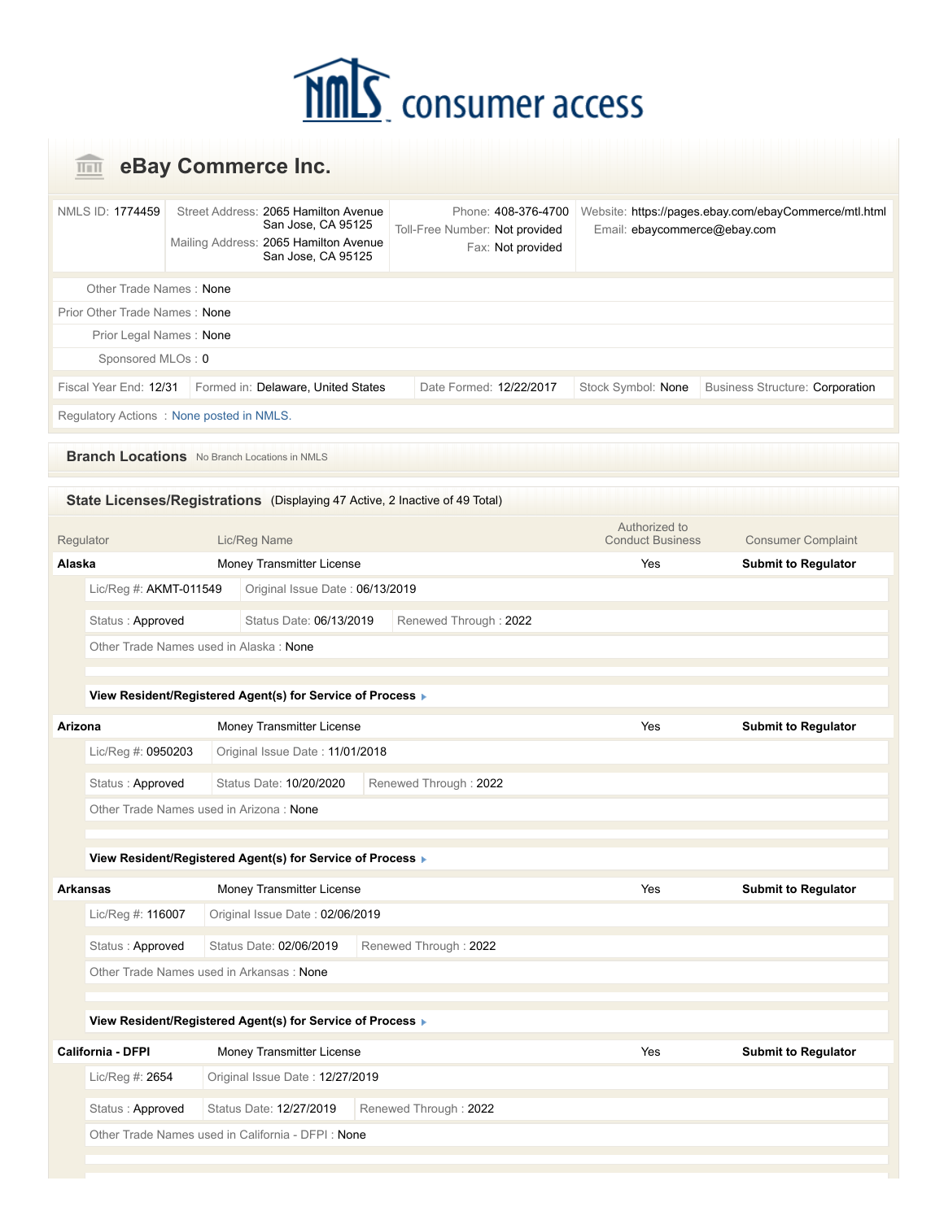# NMLS consumer access

## eBay Commerce Inc.

| | | | |
|---|---|---|---|
| NMLS ID: 1774459 | Street Address: 2065 Hamilton Avenue San Jose, CA 95125<br>Mailing Address: 2065 Hamilton Avenue San Jose, CA 95125 | Phone: 408-376-4700<br>Toll-Free Number: Not provided<br>Fax: Not provided | Website: https://pages.ebay.com/ebayCommerce/mtl.html<br>Email: ebaycommerce@ebay.com |

Other Trade Names : None

Prior Other Trade Names : None

Prior Legal Names : None

Sponsored MLOs : 0

| Fiscal Year End: 12/31 | Formed in: Delaware, United States | Date Formed: 12/22/2017 | Stock Symbol: None | Business Structure: Corporation |
|---|---|---|---|---|

Regulatory Actions : None posted in NMLS.

### Branch Locations

No Branch Locations in NMLS

### State Licenses/Registrations (Displaying 47 Active, 2 Inactive of 49 Total)

| Regulator | Lic/Reg Name | Authorized to Conduct Business | Consumer Complaint |
|---|---|---|---|
| **Alaska** | Money Transmitter License | Yes | **Submit to Regulator** |

Lic/Reg #: AKMT-011549 | Original Issue Date : 06/13/2019

Status : Approved | Status Date: 06/13/2019 | Renewed Through : 2022

Other Trade Names used in Alaska : None

**View Resident/Registered Agent(s) for Service of Process**

| Regulator | Lic/Reg Name | Authorized to Conduct Business | Consumer Complaint |
|---|---|---|---|
| **Arizona** | Money Transmitter License | Yes | **Submit to Regulator** |

Lic/Reg #: 0950203 | Original Issue Date : 11/01/2018

Status : Approved | Status Date: 10/20/2020 | Renewed Through : 2022

Other Trade Names used in Arizona : None

**View Resident/Registered Agent(s) for Service of Process**

| Regulator | Lic/Reg Name | Authorized to Conduct Business | Consumer Complaint |
|---|---|---|---|
| **Arkansas** | Money Transmitter License | Yes | **Submit to Regulator** |

Lic/Reg #: 116007 | Original Issue Date : 02/06/2019

Status : Approved | Status Date: 02/06/2019 | Renewed Through : 2022

Other Trade Names used in Arkansas : None

**View Resident/Registered Agent(s) for Service of Process**

| Regulator | Lic/Reg Name | Authorized to Conduct Business | Consumer Complaint |
|---|---|---|---|
| **California - DFPI** | Money Transmitter License | Yes | **Submit to Regulator** |

Lic/Reg #: 2654 | Original Issue Date : 12/27/2019

Status : Approved | Status Date: 12/27/2019 | Renewed Through : 2022

Other Trade Names used in California - DFPI : None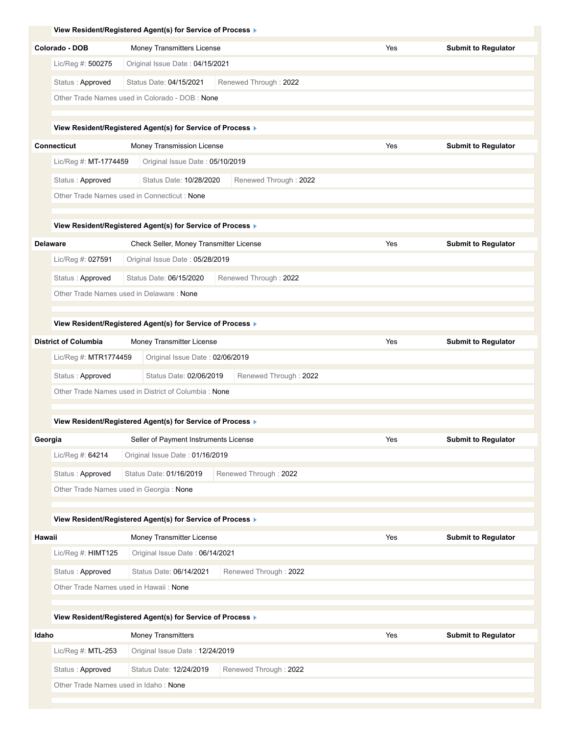**View Resident/Registered Agent(s) for Service of Process**

| **Colorado - DOB** | Money Transmitters License | Yes | **Submit to Regulator** |
|---|---|---|---|

Lic/Reg #: 500275 | Original Issue Date : 04/15/2021

Status : Approved | Status Date: 04/15/2021 | Renewed Through : 2022

Other Trade Names used in Colorado - DOB : None

**View Resident/Registered Agent(s) for Service of Process**

| **Connecticut** | Money Transmission License | Yes | **Submit to Regulator** |
|---|---|---|---|

Lic/Reg #: MT-1774459 | Original Issue Date : 05/10/2019

Status : Approved | Status Date: 10/28/2020 | Renewed Through : 2022

Other Trade Names used in Connecticut : None

**View Resident/Registered Agent(s) for Service of Process**

| **Delaware** | Check Seller, Money Transmitter License | Yes | **Submit to Regulator** |
|---|---|---|---|

Lic/Reg #: 027591 | Original Issue Date : 05/28/2019

Status : Approved | Status Date: 06/15/2020 | Renewed Through : 2022

Other Trade Names used in Delaware : None

**View Resident/Registered Agent(s) for Service of Process**

| **District of Columbia** | Money Transmitter License | Yes | **Submit to Regulator** |
|---|---|---|---|

Lic/Reg #: MTR1774459 | Original Issue Date : 02/06/2019

Status : Approved | Status Date: 02/06/2019 | Renewed Through : 2022

Other Trade Names used in District of Columbia : None

**View Resident/Registered Agent(s) for Service of Process**

| **Georgia** | Seller of Payment Instruments License | Yes | **Submit to Regulator** |
|---|---|---|---|

Lic/Reg #: 64214 | Original Issue Date : 01/16/2019

Status : Approved | Status Date: 01/16/2019 | Renewed Through : 2022

Other Trade Names used in Georgia : None

**View Resident/Registered Agent(s) for Service of Process**

| **Hawaii** | Money Transmitter License | Yes | **Submit to Regulator** |
|---|---|---|---|

Lic/Reg #: HIMT125 | Original Issue Date : 06/14/2021

Status : Approved | Status Date: 06/14/2021 | Renewed Through : 2022

Other Trade Names used in Hawaii : None

**View Resident/Registered Agent(s) for Service of Process**

| **Idaho** | Money Transmitters | Yes | **Submit to Regulator** |
|---|---|---|---|

Lic/Reg #: MTL-253 | Original Issue Date : 12/24/2019

Status : Approved | Status Date: 12/24/2019 | Renewed Through : 2022

Other Trade Names used in Idaho : None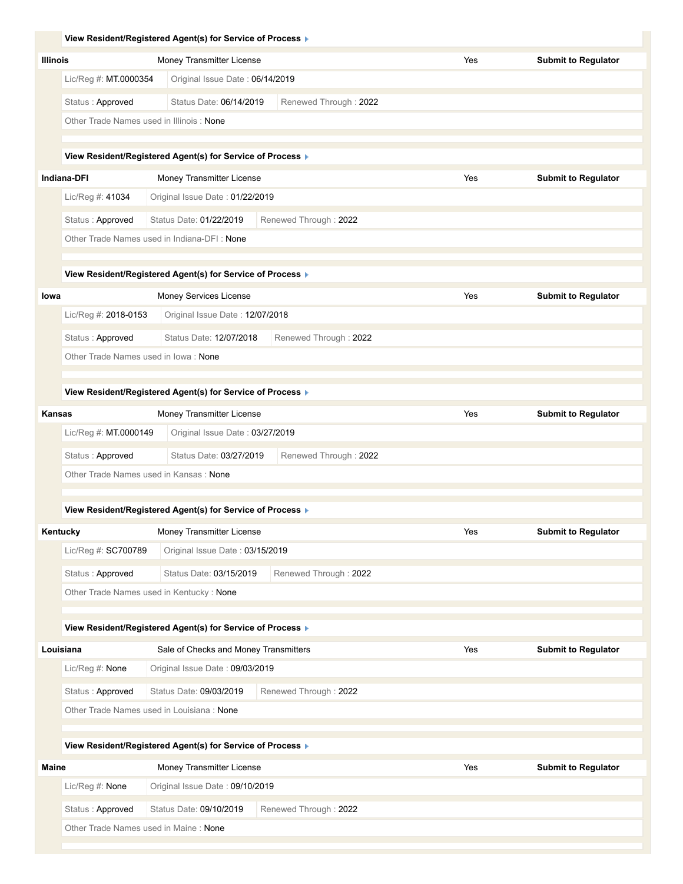**View Resident/Registered Agent(s) for Service of Process ▸**

| **Illinois** | Money Transmitter License | Yes | **Submit to Regulator** |
|---|---|---|---|

Lic/Reg #: MT.0000354 | Original Issue Date : 06/14/2019

Status : Approved | Status Date: 06/14/2019 | Renewed Through : 2022

Other Trade Names used in Illinois : None

**View Resident/Registered Agent(s) for Service of Process ▸**

| **Indiana-DFI** | Money Transmitter License | Yes | **Submit to Regulator** |
|---|---|---|---|

Lic/Reg #: 41034 | Original Issue Date : 01/22/2019

Status : Approved | Status Date: 01/22/2019 | Renewed Through : 2022

Other Trade Names used in Indiana-DFI : None

**View Resident/Registered Agent(s) for Service of Process ▸**

| **Iowa** | Money Services License | Yes | **Submit to Regulator** |
|---|---|---|---|

Lic/Reg #: 2018-0153 | Original Issue Date : 12/07/2018

Status : Approved | Status Date: 12/07/2018 | Renewed Through : 2022

Other Trade Names used in Iowa : None

**View Resident/Registered Agent(s) for Service of Process ▸**

| **Kansas** | Money Transmitter License | Yes | **Submit to Regulator** |
|---|---|---|---|

Lic/Reg #: MT.0000149 | Original Issue Date : 03/27/2019

Status : Approved | Status Date: 03/27/2019 | Renewed Through : 2022

Other Trade Names used in Kansas : None

**View Resident/Registered Agent(s) for Service of Process ▸**

| **Kentucky** | Money Transmitter License | Yes | **Submit to Regulator** |
|---|---|---|---|

Lic/Reg #: SC700789 | Original Issue Date : 03/15/2019

Status : Approved | Status Date: 03/15/2019 | Renewed Through : 2022

Other Trade Names used in Kentucky : None

**View Resident/Registered Agent(s) for Service of Process ▸**

| **Louisiana** | Sale of Checks and Money Transmitters | Yes | **Submit to Regulator** |
|---|---|---|---|

Lic/Reg #: None | Original Issue Date : 09/03/2019

Status : Approved | Status Date: 09/03/2019 | Renewed Through : 2022

Other Trade Names used in Louisiana : None

**View Resident/Registered Agent(s) for Service of Process ▸**

| **Maine** | Money Transmitter License | Yes | **Submit to Regulator** |
|---|---|---|---|

Lic/Reg #: None | Original Issue Date : 09/10/2019

Status : Approved | Status Date: 09/10/2019 | Renewed Through : 2022

Other Trade Names used in Maine : None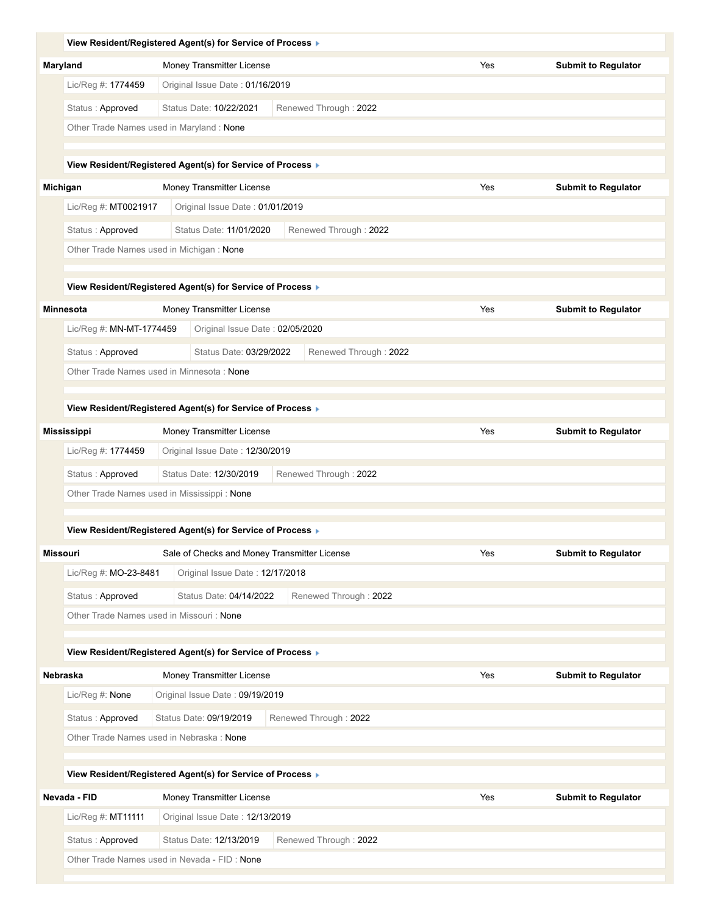**View Resident/Registered Agent(s) for Service of Process**

| **Maryland** | Money Transmitter License | Yes | **Submit to Regulator** |
|---|---|---|---|

Lic/Reg #: 1774459 | Original Issue Date : 01/16/2019

Status : Approved | Status Date: 10/22/2021 | Renewed Through : 2022

Other Trade Names used in Maryland : None

**View Resident/Registered Agent(s) for Service of Process**

| **Michigan** | Money Transmitter License | Yes | **Submit to Regulator** |
|---|---|---|---|

Lic/Reg #: MT0021917 | Original Issue Date : 01/01/2019

Status : Approved | Status Date: 11/01/2020 | Renewed Through : 2022

Other Trade Names used in Michigan : None

**View Resident/Registered Agent(s) for Service of Process**

| **Minnesota** | Money Transmitter License | Yes | **Submit to Regulator** |
|---|---|---|---|

Lic/Reg #: MN-MT-1774459 | Original Issue Date : 02/05/2020

Status : Approved | Status Date: 03/29/2022 | Renewed Through : 2022

Other Trade Names used in Minnesota : None

**View Resident/Registered Agent(s) for Service of Process**

| **Mississippi** | Money Transmitter License | Yes | **Submit to Regulator** |
|---|---|---|---|

Lic/Reg #: 1774459 | Original Issue Date : 12/30/2019

Status : Approved | Status Date: 12/30/2019 | Renewed Through : 2022

Other Trade Names used in Mississippi : None

**View Resident/Registered Agent(s) for Service of Process**

| **Missouri** | Sale of Checks and Money Transmitter License | Yes | **Submit to Regulator** |
|---|---|---|---|

Lic/Reg #: MO-23-8481 | Original Issue Date : 12/17/2018

Status : Approved | Status Date: 04/14/2022 | Renewed Through : 2022

Other Trade Names used in Missouri : None

**View Resident/Registered Agent(s) for Service of Process**

| **Nebraska** | Money Transmitter License | Yes | **Submit to Regulator** |
|---|---|---|---|

Lic/Reg #: None | Original Issue Date : 09/19/2019

Status : Approved | Status Date: 09/19/2019 | Renewed Through : 2022

Other Trade Names used in Nebraska : None

**View Resident/Registered Agent(s) for Service of Process**

| **Nevada - FID** | Money Transmitter License | Yes | **Submit to Regulator** |
|---|---|---|---|

Lic/Reg #: MT11111 | Original Issue Date : 12/13/2019

Status : Approved | Status Date: 12/13/2019 | Renewed Through : 2022

Other Trade Names used in Nevada - FID : None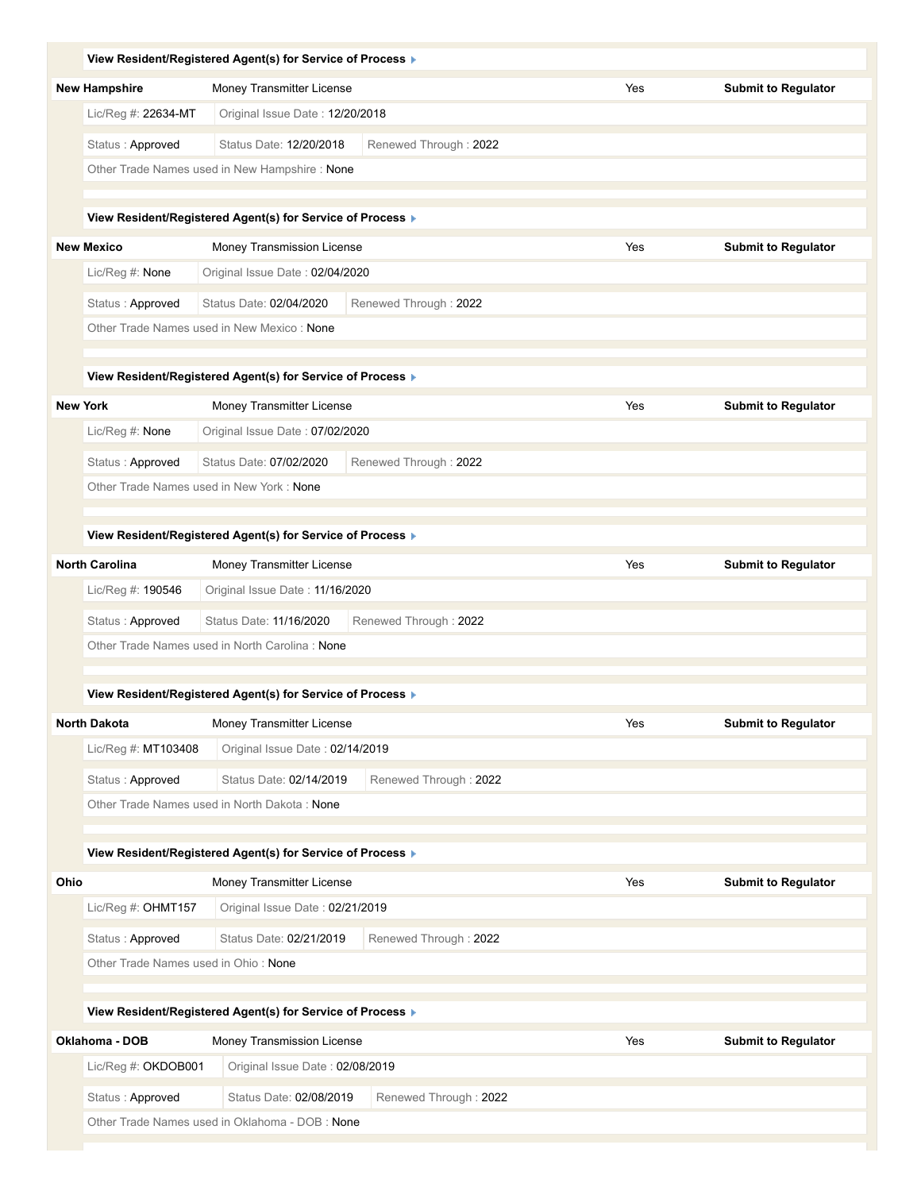**View Resident/Registered Agent(s) for Service of Process**

| **New Hampshire** | Money Transmitter License | Yes | **Submit to Regulator** |
|---|---|---|---|

Lic/Reg #: 22634-MT | Original Issue Date : 12/20/2018

Status : Approved | Status Date: 12/20/2018 | Renewed Through : 2022

Other Trade Names used in New Hampshire : None

**View Resident/Registered Agent(s) for Service of Process**

| **New Mexico** | Money Transmission License | Yes | **Submit to Regulator** |
|---|---|---|---|

Lic/Reg #: None | Original Issue Date : 02/04/2020

Status : Approved | Status Date: 02/04/2020 | Renewed Through : 2022

Other Trade Names used in New Mexico : None

**View Resident/Registered Agent(s) for Service of Process**

| **New York** | Money Transmitter License | Yes | **Submit to Regulator** |
|---|---|---|---|

Lic/Reg #: None | Original Issue Date : 07/02/2020

Status : Approved | Status Date: 07/02/2020 | Renewed Through : 2022

Other Trade Names used in New York : None

**View Resident/Registered Agent(s) for Service of Process**

| **North Carolina** | Money Transmitter License | Yes | **Submit to Regulator** |
|---|---|---|---|

Lic/Reg #: 190546 | Original Issue Date : 11/16/2020

Status : Approved | Status Date: 11/16/2020 | Renewed Through : 2022

Other Trade Names used in North Carolina : None

**View Resident/Registered Agent(s) for Service of Process**

| **North Dakota** | Money Transmitter License | Yes | **Submit to Regulator** |
|---|---|---|---|

Lic/Reg #: MT103408 | Original Issue Date : 02/14/2019

Status : Approved | Status Date: 02/14/2019 | Renewed Through : 2022

Other Trade Names used in North Dakota : None

**View Resident/Registered Agent(s) for Service of Process**

| **Ohio** | Money Transmitter License | Yes | **Submit to Regulator** |
|---|---|---|---|

Lic/Reg #: OHMT157 | Original Issue Date : 02/21/2019

Status : Approved | Status Date: 02/21/2019 | Renewed Through : 2022

Other Trade Names used in Ohio : None

**View Resident/Registered Agent(s) for Service of Process**

| **Oklahoma - DOB** | Money Transmission License | Yes | **Submit to Regulator** |
|---|---|---|---|

Lic/Reg #: OKDOB001 | Original Issue Date : 02/08/2019

Status : Approved | Status Date: 02/08/2019 | Renewed Through : 2022

Other Trade Names used in Oklahoma - DOB : None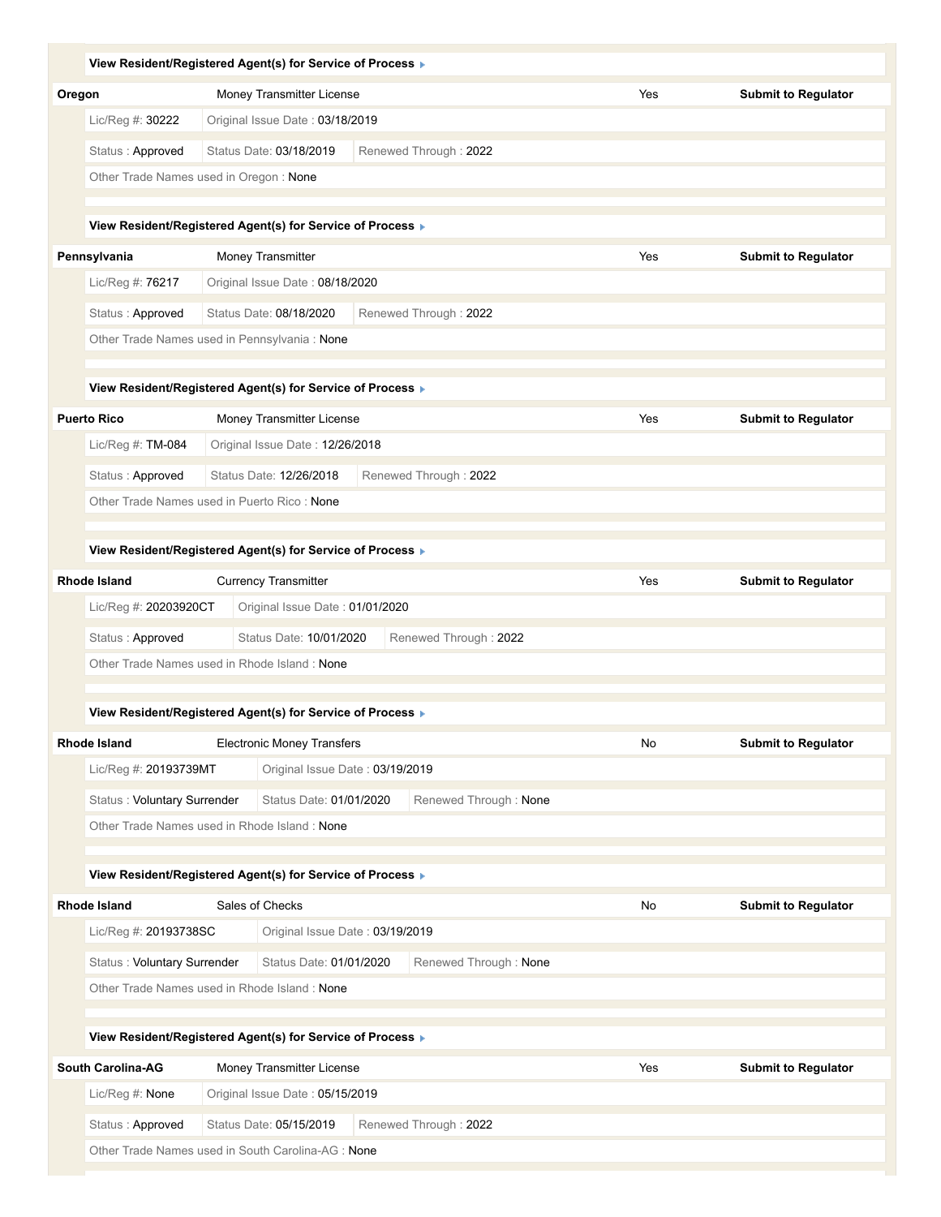**View Resident/Registered Agent(s) for Service of Process ▸**

| **Oregon** | Money Transmitter License | | Yes | **Submit to Regulator** |
|---|---|---|---|---|
| Lic/Reg #: 30222 | Original Issue Date : 03/18/2019 | | | |
| Status : Approved | Status Date: 03/18/2019 | Renewed Through : 2022 | | |
| Other Trade Names used in Oregon : None | | | | |

**View Resident/Registered Agent(s) for Service of Process ▸**

| **Pennsylvania** | Money Transmitter | | Yes | **Submit to Regulator** |
|---|---|---|---|---|
| Lic/Reg #: 76217 | Original Issue Date : 08/18/2020 | | | |
| Status : Approved | Status Date: 08/18/2020 | Renewed Through : 2022 | | |
| Other Trade Names used in Pennsylvania : None | | | | |

**View Resident/Registered Agent(s) for Service of Process ▸**

| **Puerto Rico** | Money Transmitter License | | Yes | **Submit to Regulator** |
|---|---|---|---|---|
| Lic/Reg #: TM-084 | Original Issue Date : 12/26/2018 | | | |
| Status : Approved | Status Date: 12/26/2018 | Renewed Through : 2022 | | |
| Other Trade Names used in Puerto Rico : None | | | | |

**View Resident/Registered Agent(s) for Service of Process ▸**

| **Rhode Island** | Currency Transmitter | | Yes | **Submit to Regulator** |
|---|---|---|---|---|
| Lic/Reg #: 20203920CT | Original Issue Date : 01/01/2020 | | | |
| Status : Approved | Status Date: 10/01/2020 | Renewed Through : 2022 | | |
| Other Trade Names used in Rhode Island : None | | | | |

**View Resident/Registered Agent(s) for Service of Process ▸**

| **Rhode Island** | Electronic Money Transfers | | No | **Submit to Regulator** |
|---|---|---|---|---|
| Lic/Reg #: 20193739MT | Original Issue Date : 03/19/2019 | | | |
| Status : Voluntary Surrender | Status Date: 01/01/2020 | Renewed Through : None | | |
| Other Trade Names used in Rhode Island : None | | | | |

**View Resident/Registered Agent(s) for Service of Process ▸**

| **Rhode Island** | Sales of Checks | | No | **Submit to Regulator** |
|---|---|---|---|---|
| Lic/Reg #: 20193738SC | Original Issue Date : 03/19/2019 | | | |
| Status : Voluntary Surrender | Status Date: 01/01/2020 | Renewed Through : None | | |
| Other Trade Names used in Rhode Island : None | | | | |

**View Resident/Registered Agent(s) for Service of Process ▸**

| **South Carolina-AG** | Money Transmitter License | | Yes | **Submit to Regulator** |
|---|---|---|---|---|
| Lic/Reg #: None | Original Issue Date : 05/15/2019 | | | |
| Status : Approved | Status Date: 05/15/2019 | Renewed Through : 2022 | | |
| Other Trade Names used in South Carolina-AG : None | | | | |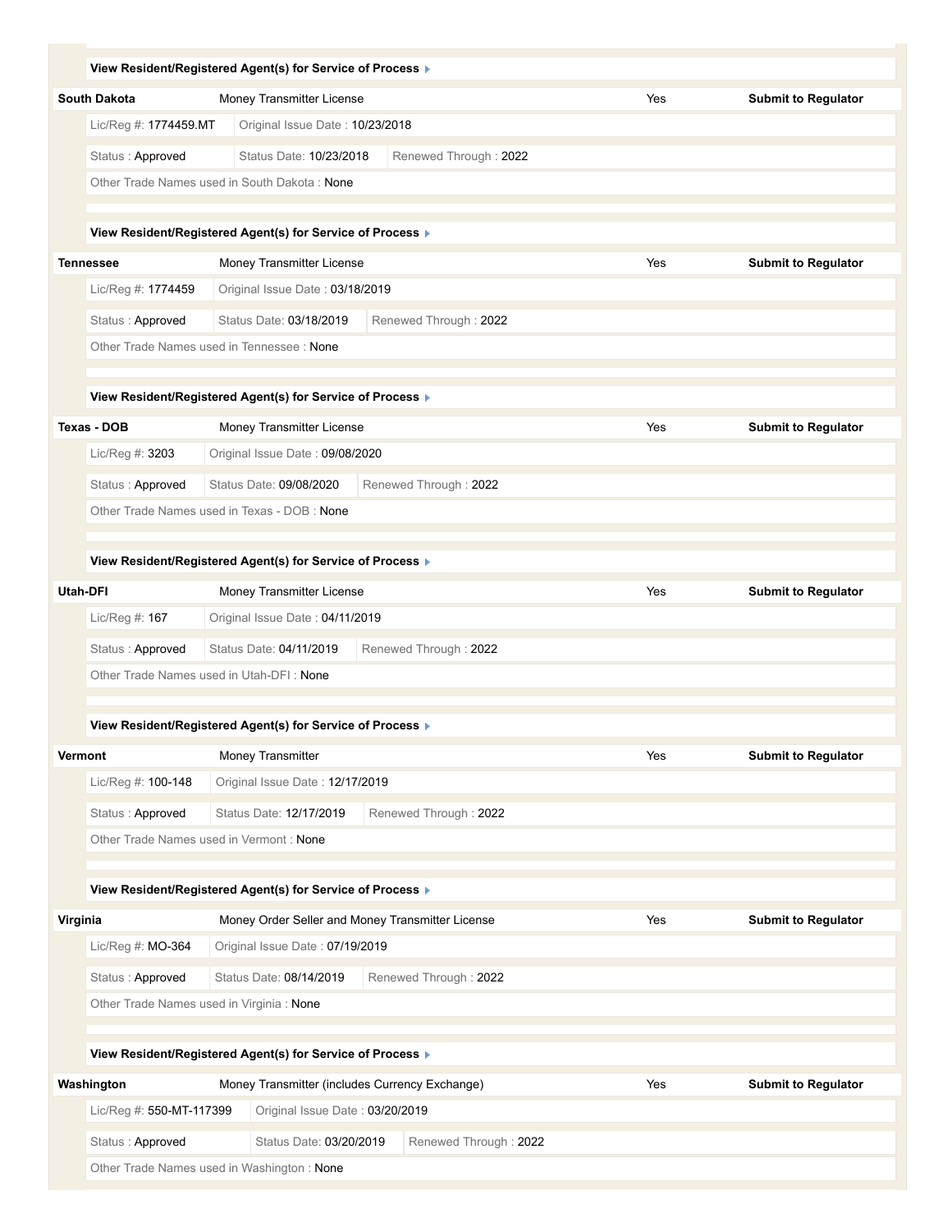**View Resident/Registered Agent(s) for Service of Process**

| **South Dakota** | Money Transmitter License | Yes | **Submit to Regulator** |
|---|---|---|---|

Lic/Reg #: 1774459.MT | Original Issue Date : 10/23/2018

Status : Approved | Status Date: 10/23/2018 | Renewed Through : 2022

Other Trade Names used in South Dakota : None

**View Resident/Registered Agent(s) for Service of Process**

| **Tennessee** | Money Transmitter License | Yes | **Submit to Regulator** |
|---|---|---|---|

Lic/Reg #: 1774459 | Original Issue Date : 03/18/2019

Status : Approved | Status Date: 03/18/2019 | Renewed Through : 2022

Other Trade Names used in Tennessee : None

**View Resident/Registered Agent(s) for Service of Process**

| **Texas - DOB** | Money Transmitter License | Yes | **Submit to Regulator** |
|---|---|---|---|

Lic/Reg #: 3203 | Original Issue Date : 09/08/2020

Status : Approved | Status Date: 09/08/2020 | Renewed Through : 2022

Other Trade Names used in Texas - DOB : None

**View Resident/Registered Agent(s) for Service of Process**

| **Utah-DFI** | Money Transmitter License | Yes | **Submit to Regulator** |
|---|---|---|---|

Lic/Reg #: 167 | Original Issue Date : 04/11/2019

Status : Approved | Status Date: 04/11/2019 | Renewed Through : 2022

Other Trade Names used in Utah-DFI : None

**View Resident/Registered Agent(s) for Service of Process**

| **Vermont** | Money Transmitter | Yes | **Submit to Regulator** |
|---|---|---|---|

Lic/Reg #: 100-148 | Original Issue Date : 12/17/2019

Status : Approved | Status Date: 12/17/2019 | Renewed Through : 2022

Other Trade Names used in Vermont : None

**View Resident/Registered Agent(s) for Service of Process**

| **Virginia** | Money Order Seller and Money Transmitter License | Yes | **Submit to Regulator** |
|---|---|---|---|

Lic/Reg #: MO-364 | Original Issue Date : 07/19/2019

Status : Approved | Status Date: 08/14/2019 | Renewed Through : 2022

Other Trade Names used in Virginia : None

**View Resident/Registered Agent(s) for Service of Process**

| **Washington** | Money Transmitter (includes Currency Exchange) | Yes | **Submit to Regulator** |
|---|---|---|---|

Lic/Reg #: 550-MT-117399 | Original Issue Date : 03/20/2019

Status : Approved | Status Date: 03/20/2019 | Renewed Through : 2022

Other Trade Names used in Washington : None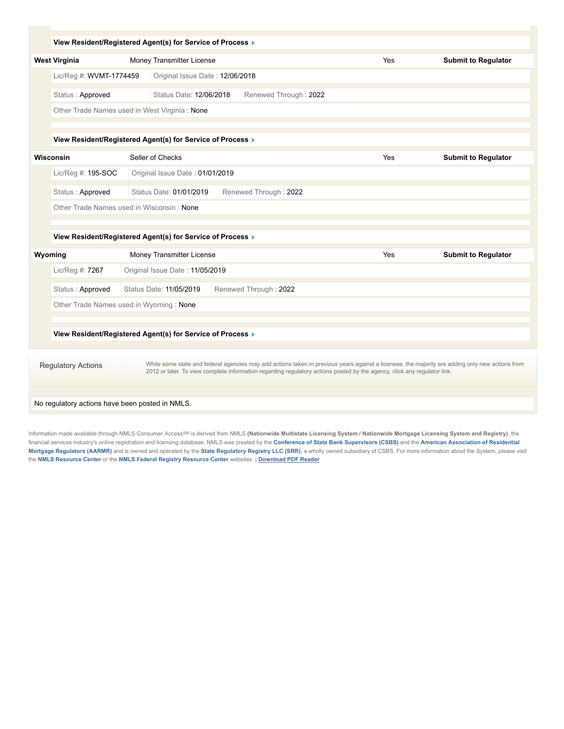View Resident/Registered Agent(s) for Service of Process ▸

| | | | |
|---|---|---|---|
| **West Virginia** | Money Transmitter License | Yes | **Submit to Regulator** |

Lic/Reg #: WVMT-1774459 | Original Issue Date : 12/06/2018

Status : Approved | Status Date: 12/06/2018 | Renewed Through : 2022

Other Trade Names used in West Virginia : None

View Resident/Registered Agent(s) for Service of Process ▸

| | | | |
|---|---|---|---|
| **Wisconsin** | Seller of Checks | Yes | **Submit to Regulator** |

Lic/Reg #: 195-SOC | Original Issue Date : 01/01/2019

Status : Approved | Status Date: 01/01/2019 | Renewed Through : 2022

Other Trade Names used in Wisconsin : None

View Resident/Registered Agent(s) for Service of Process ▸

| | | | |
|---|---|---|---|
| **Wyoming** | Money Transmitter License | Yes | **Submit to Regulator** |

Lic/Reg #: 7267 | Original Issue Date : 11/05/2019

Status : Approved | Status Date: 11/05/2019 | Renewed Through : 2022

Other Trade Names used in Wyoming : None

View Resident/Registered Agent(s) for Service of Process ▸

## Regulatory Actions

While some state and federal agencies may add actions taken in previous years against a licensee, the majority are adding only new actions from 2012 or later. To view complete information regarding regulatory actions posted by the agency, click any regulator link.

No regulatory actions have been posted in NMLS.

Information made available through NMLS Consumer Access[SM] is derived from NMLS **(Nationwide Multistate Licensing System / Nationwide Mortgage Licensing System and Registry)**, the financial services industry's online registration and licensing database. NMLS was created by the **Conference of State Bank Supervisors (CSBS)** and the **American Association of Residential Mortgage Regulators (AARMR)** and is owned and operated by the **State Regulatory Registry LLC (SRR)**, a wholly owned subsidiary of CSBS. For more information about the System, please visit the **NMLS Resource Center** or the **NMLS Federal Registry Resource Center** websites. | **Download PDF Reader**